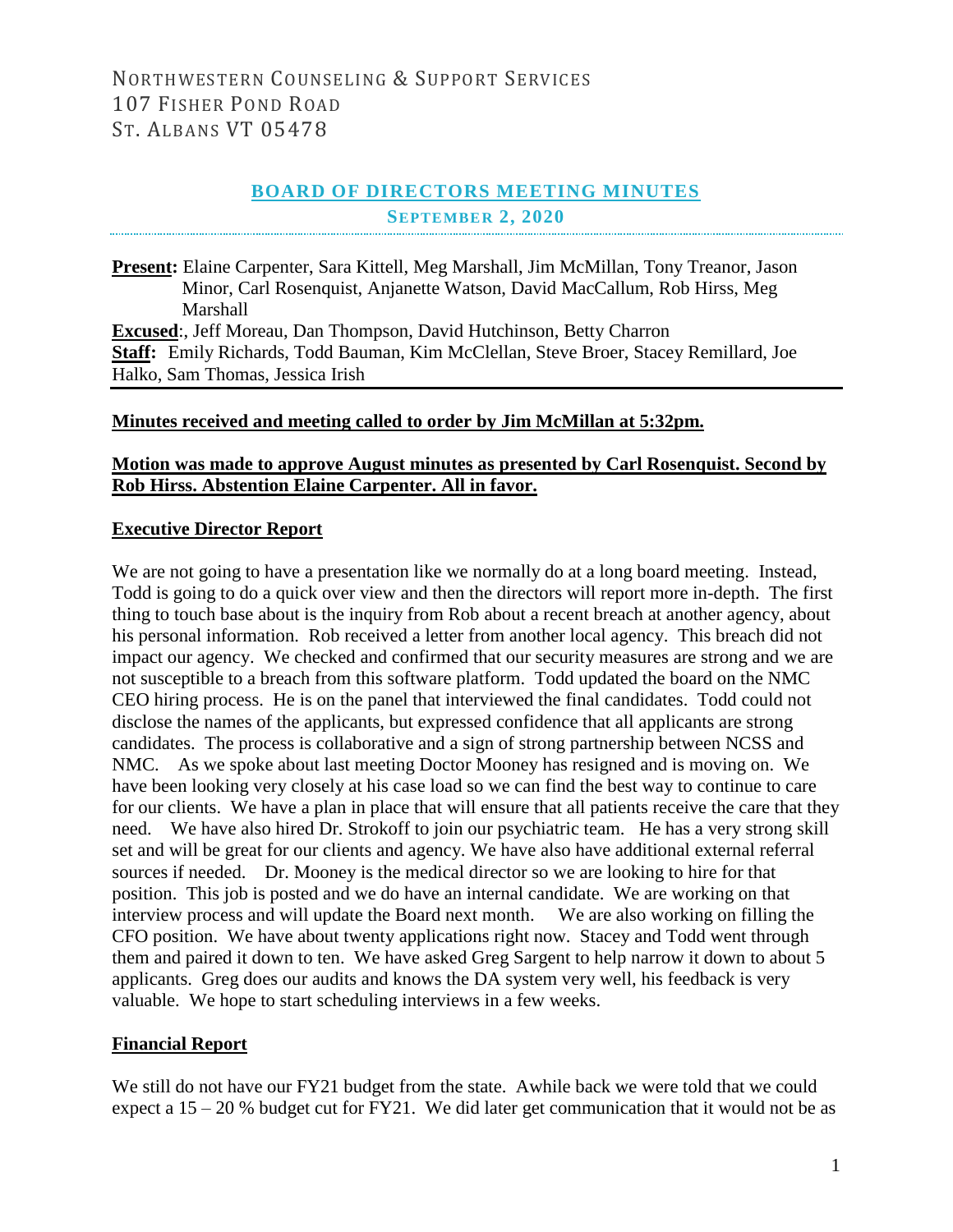NORTHWESTERN COUNSELING & SUPPORT SERVICES
107 FISHER POND ROAD
ST. ALBANS VT 05478

# BOARD OF DIRECTORS MEETING MINUTES

## SEPTEMBER 2, 2020

**Present:** Elaine Carpenter, Sara Kittell, Meg Marshall, Jim McMillan, Tony Treanor, Jason Minor, Carl Rosenquist, Anjanette Watson, David MacCallum, Rob Hirss, Meg Marshall
**Excused**:, Jeff Moreau, Dan Thompson, David Hutchinson, Betty Charron
**Staff:** Emily Richards, Todd Bauman, Kim McClellan, Steve Broer, Stacey Remillard, Joe Halko, Sam Thomas, Jessica Irish

**Minutes received and meeting called to order by Jim McMillan at 5:32pm.**

**Motion was made to approve August minutes as presented by Carl Rosenquist. Second by Rob Hirss. Abstention Elaine Carpenter. All in favor.**

**Executive Director Report**

We are not going to have a presentation like we normally do at a long board meeting. Instead, Todd is going to do a quick over view and then the directors will report more in-depth. The first thing to touch base about is the inquiry from Rob about a recent breach at another agency, about his personal information. Rob received a letter from another local agency. This breach did not impact our agency. We checked and confirmed that our security measures are strong and we are not susceptible to a breach from this software platform. Todd updated the board on the NMC CEO hiring process. He is on the panel that interviewed the final candidates. Todd could not disclose the names of the applicants, but expressed confidence that all applicants are strong candidates. The process is collaborative and a sign of strong partnership between NCSS and NMC. As we spoke about last meeting Doctor Mooney has resigned and is moving on. We have been looking very closely at his case load so we can find the best way to continue to care for our clients. We have a plan in place that will ensure that all patients receive the care that they need. We have also hired Dr. Strokoff to join our psychiatric team. He has a very strong skill set and will be great for our clients and agency. We have also have additional external referral sources if needed. Dr. Mooney is the medical director so we are looking to hire for that position. This job is posted and we do have an internal candidate. We are working on that interview process and will update the Board next month. We are also working on filling the CFO position. We have about twenty applications right now. Stacey and Todd went through them and paired it down to ten. We have asked Greg Sargent to help narrow it down to about 5 applicants. Greg does our audits and knows the DA system very well, his feedback is very valuable. We hope to start scheduling interviews in a few weeks.

**Financial Report**

We still do not have our FY21 budget from the state. Awhile back we were told that we could expect a 15 – 20 % budget cut for FY21. We did later get communication that it would not be as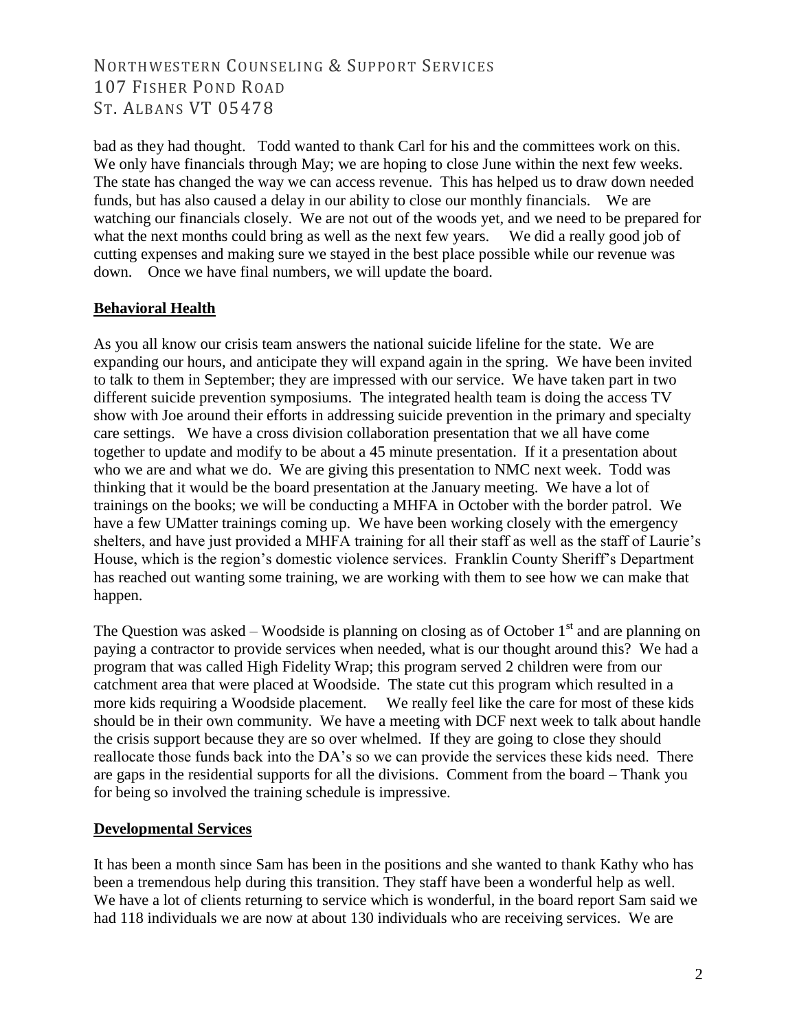bad as they had thought.   Todd wanted to thank Carl for his and the committees work on this. We only have financials through May; we are hoping to close June within the next few weeks. The state has changed the way we can access revenue. This has helped us to draw down needed funds, but has also caused a delay in our ability to close our monthly financials.   We are watching our financials closely. We are not out of the woods yet, and we need to be prepared for what the next months could bring as well as the next few years.   We did a really good job of cutting expenses and making sure we stayed in the best place possible while our revenue was down.   Once we have final numbers, we will update the board.

**Behavioral Health**

As you all know our crisis team answers the national suicide lifeline for the state. We are expanding our hours, and anticipate they will expand again in the spring. We have been invited to talk to them in September; they are impressed with our service. We have taken part in two different suicide prevention symposiums. The integrated health team is doing the access TV show with Joe around their efforts in addressing suicide prevention in the primary and specialty care settings. We have a cross division collaboration presentation that we all have come together to update and modify to be about a 45 minute presentation. If it a presentation about who we are and what we do. We are giving this presentation to NMC next week. Todd was thinking that it would be the board presentation at the January meeting. We have a lot of trainings on the books; we will be conducting a MHFA in October with the border patrol. We have a few UMatter trainings coming up. We have been working closely with the emergency shelters, and have just provided a MHFA training for all their staff as well as the staff of Laurie's House, which is the region's domestic violence services. Franklin County Sheriff's Department has reached out wanting some training, we are working with them to see how we can make that happen.

The Question was asked – Woodside is planning on closing as of October 1st and are planning on paying a contractor to provide services when needed, what is our thought around this? We had a program that was called High Fidelity Wrap; this program served 2 children were from our catchment area that were placed at Woodside. The state cut this program which resulted in a more kids requiring a Woodside placement.   We really feel like the care for most of these kids should be in their own community. We have a meeting with DCF next week to talk about handle the crisis support because they are so over whelmed. If they are going to close they should reallocate those funds back into the DA's so we can provide the services these kids need. There are gaps in the residential supports for all the divisions. Comment from the board – Thank you for being so involved the training schedule is impressive.

**Developmental Services**

It has been a month since Sam has been in the positions and she wanted to thank Kathy who has been a tremendous help during this transition. They staff have been a wonderful help as well. We have a lot of clients returning to service which is wonderful, in the board report Sam said we had 118 individuals we are now at about 130 individuals who are receiving services. We are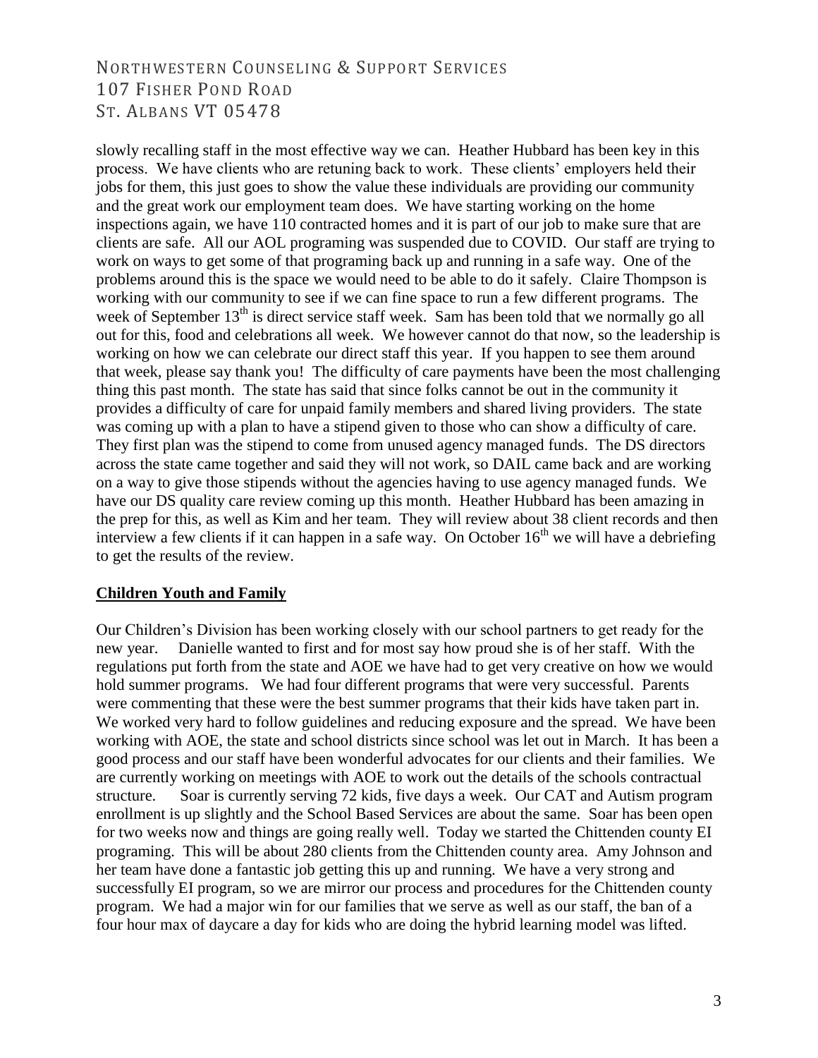slowly recalling staff in the most effective way we can. Heather Hubbard has been key in this process. We have clients who are retuning back to work. These clients' employers held their jobs for them, this just goes to show the value these individuals are providing our community and the great work our employment team does. We have starting working on the home inspections again, we have 110 contracted homes and it is part of our job to make sure that are clients are safe. All our AOL programing was suspended due to COVID. Our staff are trying to work on ways to get some of that programing back up and running in a safe way. One of the problems around this is the space we would need to be able to do it safely. Claire Thompson is working with our community to see if we can fine space to run a few different programs. The week of September 13th is direct service staff week. Sam has been told that we normally go all out for this, food and celebrations all week. We however cannot do that now, so the leadership is working on how we can celebrate our direct staff this year. If you happen to see them around that week, please say thank you! The difficulty of care payments have been the most challenging thing this past month. The state has said that since folks cannot be out in the community it provides a difficulty of care for unpaid family members and shared living providers. The state was coming up with a plan to have a stipend given to those who can show a difficulty of care. They first plan was the stipend to come from unused agency managed funds. The DS directors across the state came together and said they will not work, so DAIL came back and are working on a way to give those stipends without the agencies having to use agency managed funds. We have our DS quality care review coming up this month. Heather Hubbard has been amazing in the prep for this, as well as Kim and her team. They will review about 38 client records and then interview a few clients if it can happen in a safe way. On October 16th we will have a debriefing to get the results of the review.

**Children Youth and Family**

Our Children's Division has been working closely with our school partners to get ready for the new year. Danielle wanted to first and for most say how proud she is of her staff. With the regulations put forth from the state and AOE we have had to get very creative on how we would hold summer programs. We had four different programs that were very successful. Parents were commenting that these were the best summer programs that their kids have taken part in. We worked very hard to follow guidelines and reducing exposure and the spread. We have been working with AOE, the state and school districts since school was let out in March. It has been a good process and our staff have been wonderful advocates for our clients and their families. We are currently working on meetings with AOE to work out the details of the schools contractual structure. Soar is currently serving 72 kids, five days a week. Our CAT and Autism program enrollment is up slightly and the School Based Services are about the same. Soar has been open for two weeks now and things are going really well. Today we started the Chittenden county EI programing. This will be about 280 clients from the Chittenden county area. Amy Johnson and her team have done a fantastic job getting this up and running. We have a very strong and successfully EI program, so we are mirror our process and procedures for the Chittenden county program. We had a major win for our families that we serve as well as our staff, the ban of a four hour max of daycare a day for kids who are doing the hybrid learning model was lifted.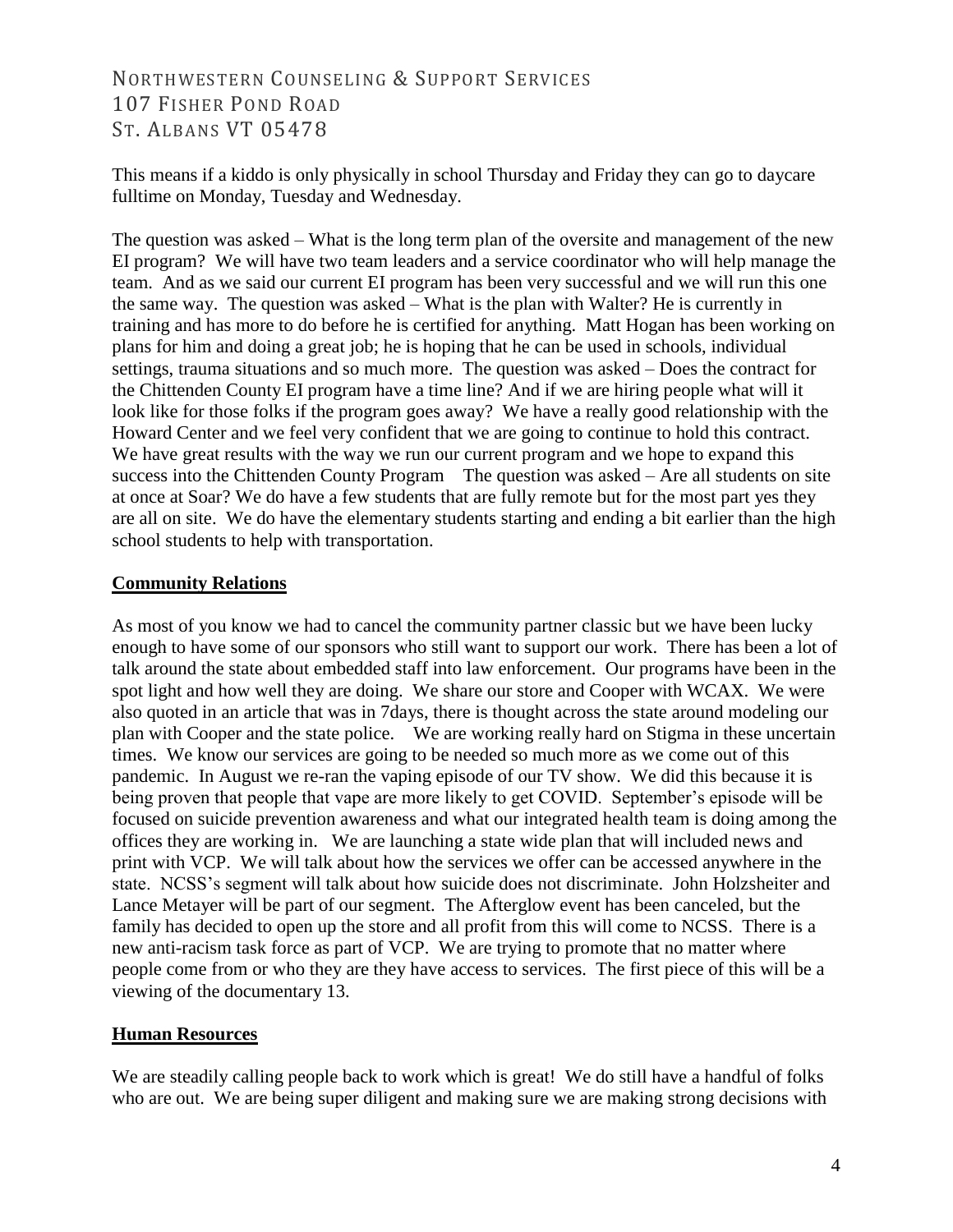This means if a kiddo is only physically in school Thursday and Friday they can go to daycare fulltime on Monday, Tuesday and Wednesday.

The question was asked – What is the long term plan of the oversite and management of the new EI program? We will have two team leaders and a service coordinator who will help manage the team. And as we said our current EI program has been very successful and we will run this one the same way. The question was asked – What is the plan with Walter? He is currently in training and has more to do before he is certified for anything. Matt Hogan has been working on plans for him and doing a great job; he is hoping that he can be used in schools, individual settings, trauma situations and so much more. The question was asked – Does the contract for the Chittenden County EI program have a time line? And if we are hiring people what will it look like for those folks if the program goes away? We have a really good relationship with the Howard Center and we feel very confident that we are going to continue to hold this contract. We have great results with the way we run our current program and we hope to expand this success into the Chittenden County Program The question was asked – Are all students on site at once at Soar? We do have a few students that are fully remote but for the most part yes they are all on site. We do have the elementary students starting and ending a bit earlier than the high school students to help with transportation.

## Community Relations

As most of you know we had to cancel the community partner classic but we have been lucky enough to have some of our sponsors who still want to support our work. There has been a lot of talk around the state about embedded staff into law enforcement. Our programs have been in the spot light and how well they are doing. We share our store and Cooper with WCAX. We were also quoted in an article that was in 7days, there is thought across the state around modeling our plan with Cooper and the state police. We are working really hard on Stigma in these uncertain times. We know our services are going to be needed so much more as we come out of this pandemic. In August we re-ran the vaping episode of our TV show. We did this because it is being proven that people that vape are more likely to get COVID. September's episode will be focused on suicide prevention awareness and what our integrated health team is doing among the offices they are working in. We are launching a state wide plan that will included news and print with VCP. We will talk about how the services we offer can be accessed anywhere in the state. NCSS's segment will talk about how suicide does not discriminate. John Holzsheiter and Lance Metayer will be part of our segment. The Afterglow event has been canceled, but the family has decided to open up the store and all profit from this will come to NCSS. There is a new anti-racism task force as part of VCP. We are trying to promote that no matter where people come from or who they are they have access to services. The first piece of this will be a viewing of the documentary 13.

## Human Resources

We are steadily calling people back to work which is great! We do still have a handful of folks who are out. We are being super diligent and making sure we are making strong decisions with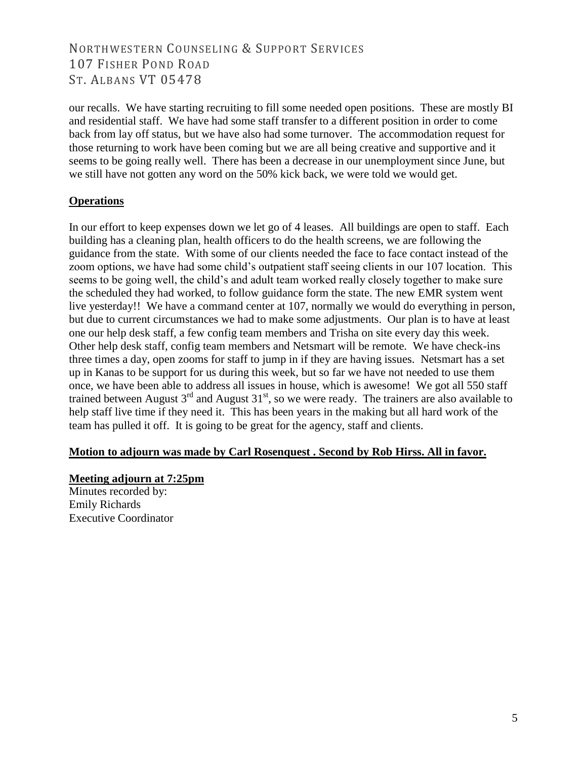our recalls. We have starting recruiting to fill some needed open positions. These are mostly BI and residential staff. We have had some staff transfer to a different position in order to come back from lay off status, but we have also had some turnover. The accommodation request for those returning to work have been coming but we are all being creative and supportive and it seems to be going really well. There has been a decrease in our unemployment since June, but we still have not gotten any word on the 50% kick back, we were told we would get.

**Operations**

In our effort to keep expenses down we let go of 4 leases. All buildings are open to staff. Each building has a cleaning plan, health officers to do the health screens, we are following the guidance from the state. With some of our clients needed the face to face contact instead of the zoom options, we have had some child's outpatient staff seeing clients in our 107 location. This seems to be going well, the child's and adult team worked really closely together to make sure the scheduled they had worked, to follow guidance form the state. The new EMR system went live yesterday!! We have a command center at 107, normally we would do everything in person, but due to current circumstances we had to make some adjustments. Our plan is to have at least one our help desk staff, a few config team members and Trisha on site every day this week. Other help desk staff, config team members and Netsmart will be remote. We have check-ins three times a day, open zooms for staff to jump in if they are having issues. Netsmart has a set up in Kanas to be support for us during this week, but so far we have not needed to use them once, we have been able to address all issues in house, which is awesome! We got all 550 staff trained between August 3rd and August 31st, so we were ready. The trainers are also available to help staff live time if they need it. This has been years in the making but all hard work of the team has pulled it off. It is going to be great for the agency, staff and clients.

**Motion to adjourn was made by Carl Rosenquest . Second by Rob Hirss. All in favor.**

**Meeting adjourn at 7:25pm**

Minutes recorded by:  
Emily Richards  
Executive Coordinator